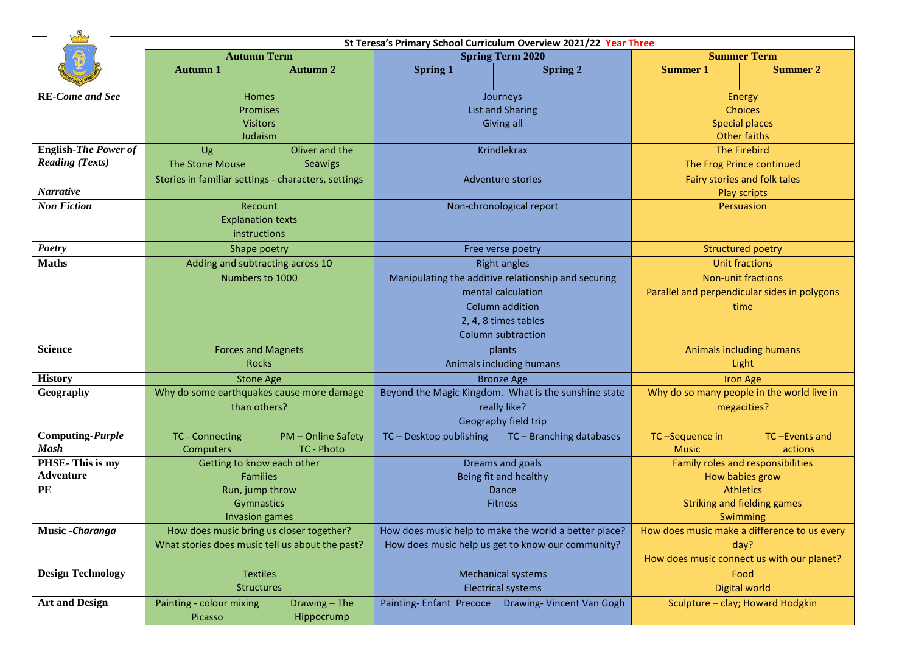| | St Teresa's Primary School Curriculum Overview 2021/22 Year Three | | | | | |
|---|---|---|---|---|---|---|
| | **Autumn Term** | | **Spring Term 2020** | | **Summer Term** | |
| | **Autumn 1** | **Autumn 2** | **Spring 1** | **Spring 2** | **Summer 1** | **Summer 2** |
| **RE-*Come and See*** | Homes<br>Promises<br>Visitors<br>Judaism | | Journeys<br>List and Sharing<br>Giving all | | Energy<br>Choices<br>Special places<br>Other faiths | |
| **English-*The Power of Reading (Texts)*** | Ug<br>The Stone Mouse | Oliver and the Seawigs | Krindlekrax | | The Firebird<br>The Frog Prince continued | |
| ***Narrative*** | Stories in familiar settings - characters, settings | | Adventure stories | | Fairy stories and folk tales<br>Play scripts | |
| ***Non Fiction*** | Recount<br>Explanation texts<br>instructions | | Non-chronological report | | Persuasion | |
| ***Poetry*** | Shape poetry | | Free verse poetry | | Structured poetry | |
| **Maths** | Adding and subtracting across 10<br>Numbers to 1000 | | Right angles<br>Manipulating the additive relationship and securing mental calculation<br>Column addition<br>2, 4, 8 times tables<br>Column subtraction | | Unit fractions<br>Non-unit fractions<br>Parallel and perpendicular sides in polygons<br>time | |
| **Science** | Forces and Magnets<br>Rocks | | plants<br>Animals including humans | | Animals including humans<br>Light | |
| **History** | Stone Age | | Bronze Age | | Iron Age | |
| **Geography** | Why do some earthquakes cause more damage than others? | | Beyond the Magic Kingdom. What is the sunshine state really like?<br>Geography field trip | | Why do so many people in the world live in megacities? | |
| **Computing-*Purple Mash*** | TC - Connecting Computers | PM – Online Safety<br>TC - Photo | TC – Desktop publishing | TC – Branching databases | TC –Sequence in Music | TC –Events and actions |
| **PHSE- This is my Adventure** | Getting to know each other<br>Families | | Dreams and goals<br>Being fit and healthy | | Family roles and responsibilities<br>How babies grow | |
| **PE** | Run, jump throw<br>Gymnastics<br>Invasion games | | Dance<br>Fitness | | Athletics<br>Striking and fielding games<br>Swimming | |
| **Music -*Charanga*** | How does music bring us closer together?<br>What stories does music tell us about the past? | | How does music help to make the world a better place?<br>How does music help us get to know our community? | | How does music make a difference to us every day?<br>How does music connect us with our planet? | |
| **Design Technology** | Textiles<br>Structures | | Mechanical systems<br>Electrical systems | | Food<br>Digital world | |
| **Art and Design** | Painting - colour mixing Picasso | Drawing – The Hippocrump | Painting- Enfant Precoce | Drawing- Vincent Van Gogh | Sculpture – clay; Howard Hodgkin | |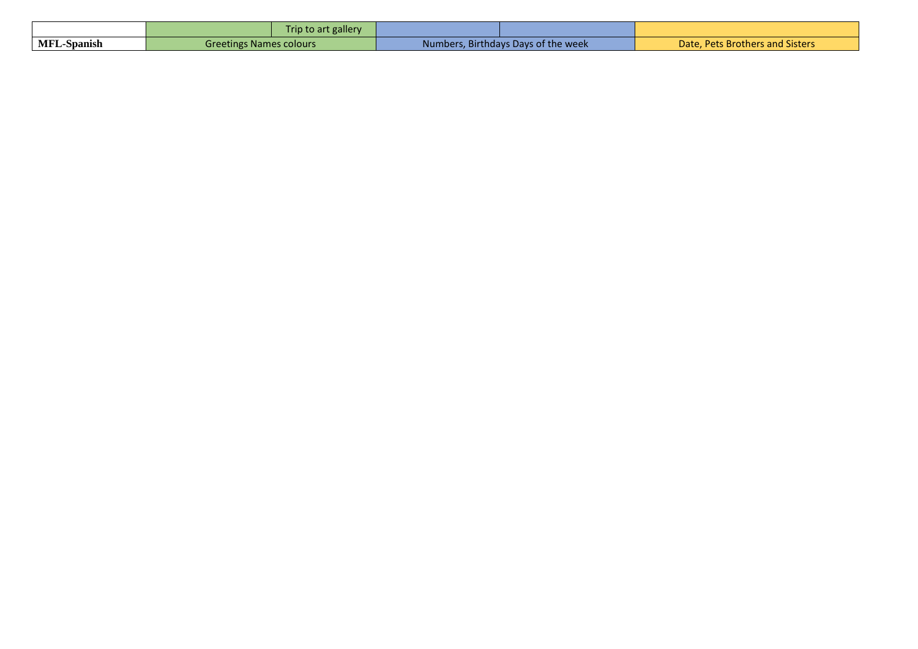| | | | | | |
|---|---|---|---|---|---|
| | | Trip to art gallery | | | |
| **MFL-Spanish** | Greetings Names colours | | Numbers, Birthdays Days of the week | | Date, Pets Brothers and Sisters |